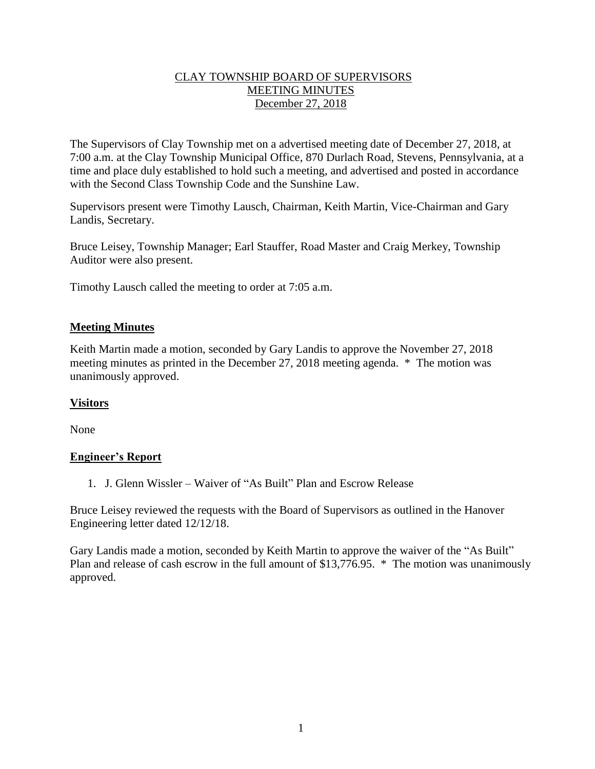# CLAY TOWNSHIP BOARD OF SUPERVISORS
## MEETING MINUTES
### December 27, 2018

The Supervisors of Clay Township met on a advertised meeting date of December 27, 2018, at 7:00 a.m. at the Clay Township Municipal Office, 870 Durlach Road, Stevens, Pennsylvania, at a time and place duly established to hold such a meeting, and advertised and posted in accordance with the Second Class Township Code and the Sunshine Law.

Supervisors present were Timothy Lausch, Chairman, Keith Martin, Vice-Chairman and Gary Landis, Secretary.

Bruce Leisey, Township Manager; Earl Stauffer, Road Master and Craig Merkey, Township Auditor were also present.

Timothy Lausch called the meeting to order at 7:05 a.m.

**Meeting Minutes**

Keith Martin made a motion, seconded by Gary Landis to approve the November 27, 2018 meeting minutes as printed in the December 27, 2018 meeting agenda. * The motion was unanimously approved.

**Visitors**

None

**Engineer's Report**

1. J. Glenn Wissler – Waiver of "As Built" Plan and Escrow Release

Bruce Leisey reviewed the requests with the Board of Supervisors as outlined in the Hanover Engineering letter dated 12/12/18.

Gary Landis made a motion, seconded by Keith Martin to approve the waiver of the "As Built" Plan and release of cash escrow in the full amount of $13,776.95. * The motion was unanimously approved.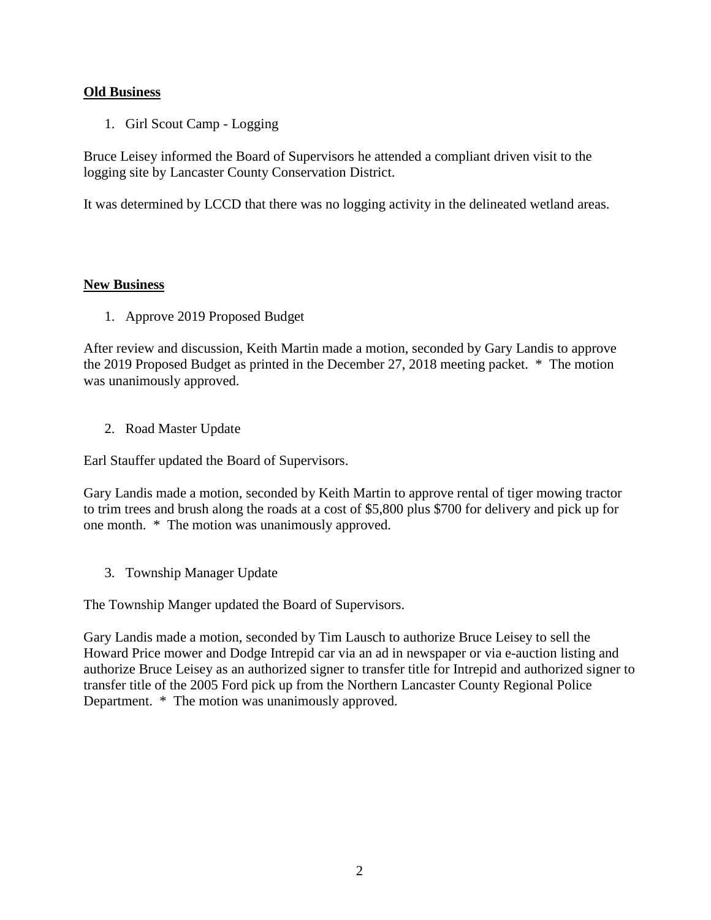**Old Business**

1. Girl Scout Camp - Logging

Bruce Leisey informed the Board of Supervisors he attended a compliant driven visit to the logging site by Lancaster County Conservation District.

It was determined by LCCD that there was no logging activity in the delineated wetland areas.

**New Business**

1. Approve 2019 Proposed Budget

After review and discussion, Keith Martin made a motion, seconded by Gary Landis to approve the 2019 Proposed Budget as printed in the December 27, 2018 meeting packet. * The motion was unanimously approved.

2. Road Master Update

Earl Stauffer updated the Board of Supervisors.

Gary Landis made a motion, seconded by Keith Martin to approve rental of tiger mowing tractor to trim trees and brush along the roads at a cost of $5,800 plus $700 for delivery and pick up for one month. * The motion was unanimously approved.

3. Township Manager Update

The Township Manger updated the Board of Supervisors.

Gary Landis made a motion, seconded by Tim Lausch to authorize Bruce Leisey to sell the Howard Price mower and Dodge Intrepid car via an ad in newspaper or via e-auction listing and authorize Bruce Leisey as an authorized signer to transfer title for Intrepid and authorized signer to transfer title of the 2005 Ford pick up from the Northern Lancaster County Regional Police Department. * The motion was unanimously approved.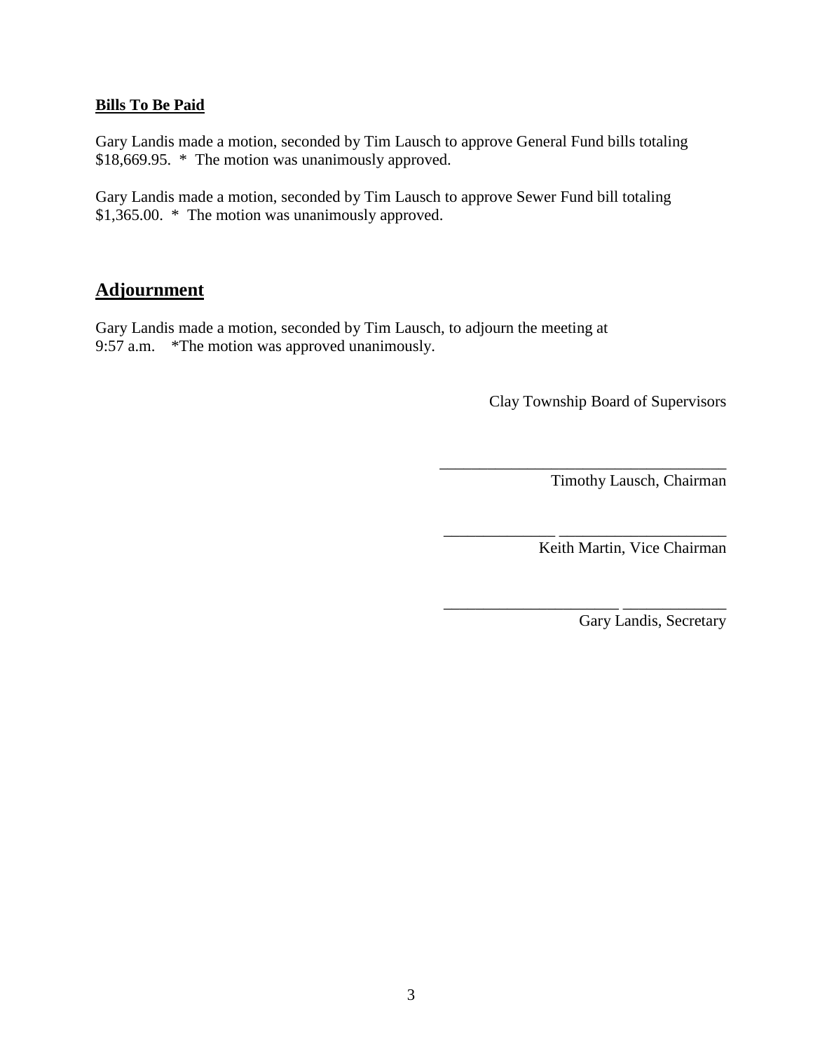**Bills To Be Paid**

Gary Landis made a motion, seconded by Tim Lausch to approve General Fund bills totaling $18,669.95. * The motion was unanimously approved.

Gary Landis made a motion, seconded by Tim Lausch to approve Sewer Fund bill totaling $1,365.00. * The motion was unanimously approved.

## Adjournment

Gary Landis made a motion, seconded by Tim Lausch, to adjourn the meeting at 9:57 a.m. *The motion was approved unanimously.

Clay Township Board of Supervisors

_____________________________________
Timothy Lausch, Chairman

_____________________________________
Keith Martin, Vice Chairman

_____________________________________
Gary Landis, Secretary